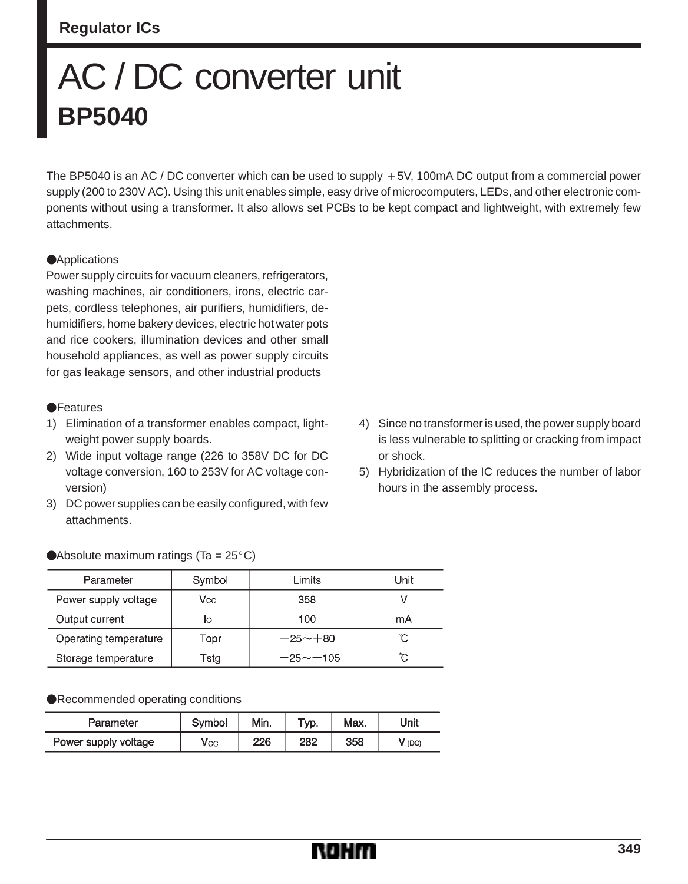Regulator ICs

# AC / DC converter unit
## BP5040

The BP5040 is an AC / DC converter which can be used to supply +5V, 100mA DC output from a commercial power supply (200 to 230V AC). Using this unit enables simple, easy drive of microcomputers, LEDs, and other electronic components without using a transformer. It also allows set PCBs to be kept compact and lightweight, with extremely few attachments.

### ●Applications

Power supply circuits for vacuum cleaners, refrigerators, washing machines, air conditioners, irons, electric carpets, cordless telephones, air purifiers, humidifiers, dehumidifiers, home bakery devices, electric hot water pots and rice cookers, illumination devices and other small household appliances, as well as power supply circuits for gas leakage sensors, and other industrial products

### ●Features

1) Elimination of a transformer enables compact, lightweight power supply boards.
2) Wide input voltage range (226 to 358V DC for DC voltage conversion, 160 to 253V for AC voltage conversion)
3) DC power supplies can be easily configured, with few attachments.
4) Since no transformer is used, the power supply board is less vulnerable to splitting or cracking from impact or shock.
5) Hybridization of the IC reduces the number of labor hours in the assembly process.

### ●Absolute maximum ratings (Ta = 25°C)

| Parameter | Symbol | Limits | Unit |
| --- | --- | --- | --- |
| Power supply voltage | $V_{CC}$ | 358 | V |
| Output current | $I_O$ | 100 | mA |
| Operating temperature | Topr | −25〜+80 | °C |
| Storage temperature | Tstg | −25〜+105 | °C |

### ●Recommended operating conditions

| Parameter | Symbol | Min. | Typ. | Max. | Unit |
| --- | --- | --- | --- | --- | --- |
| Power supply voltage | $V_{CC}$ | 226 | 282 | 358 | V (DC) |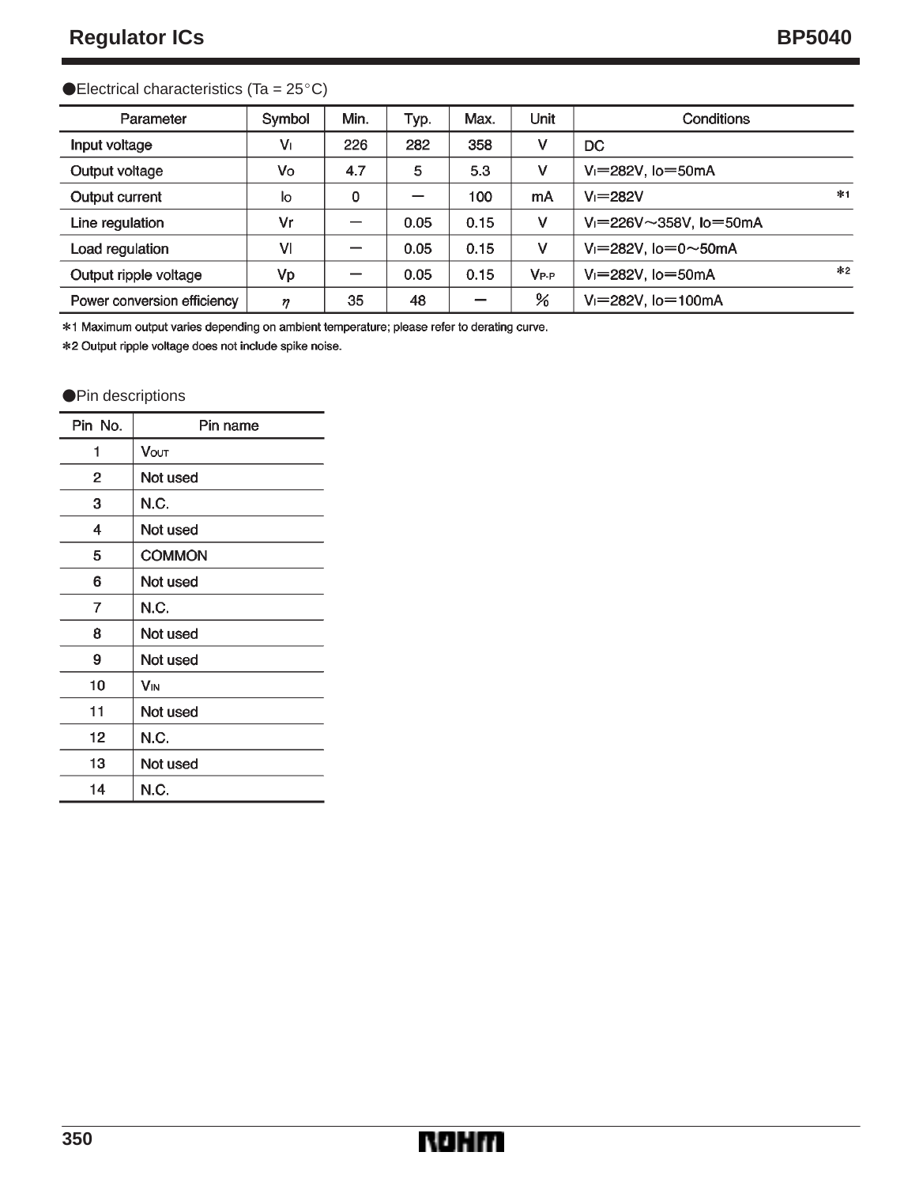●Electrical characteristics (Ta = 25°C)

| Parameter | Symbol | Min. | Typ. | Max. | Unit | Conditions |
|---|---|---|---|---|---|---|
| Input voltage | $V_I$ | 226 | 282 | 358 | V | DC |
| Output voltage | $V_O$ | 4.7 | 5 | 5.3 | V | $V_I$=282V, Io=50mA |
| Output current | Io | 0 | — | 100 | mA | $V_I$=282V *1 |
| Line regulation | Vr | — | 0.05 | 0.15 | V | $V_I$=226V～358V, Io=50mA |
| Load regulation | Vl | — | 0.05 | 0.15 | V | $V_I$=282V, Io=0～50mA |
| Output ripple voltage | Vp | — | 0.05 | 0.15 | $V_{P-P}$ | $V_I$=282V, Io=50mA *2 |
| Power conversion efficiency | $\eta$ | 35 | 48 | — | % | $V_I$=282V, Io=100mA |

*1 Maximum output varies depending on ambient temperature; please refer to derating curve.

*2 Output ripple voltage does not include spike noise.

●Pin descriptions

| Pin No. | Pin name |
|---|---|
| 1 | $V_{OUT}$ |
| 2 | Not used |
| 3 | N.C. |
| 4 | Not used |
| 5 | COMMON |
| 6 | Not used |
| 7 | N.C. |
| 8 | Not used |
| 9 | Not used |
| 10 | $V_{IN}$ |
| 11 | Not used |
| 12 | N.C. |
| 13 | Not used |
| 14 | N.C. |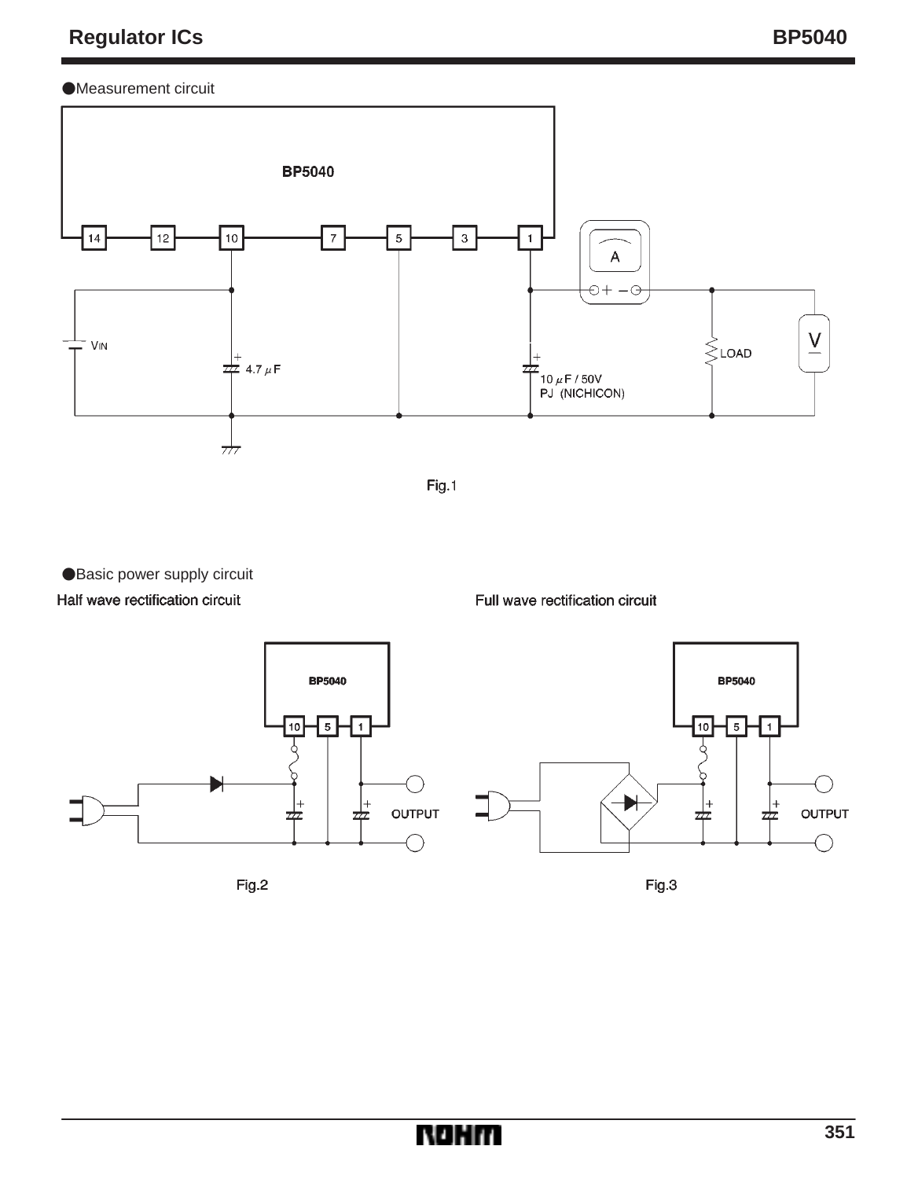●Measurement circuit

BP5040

14 12 10 7 5 3 1

A

VIN

4.7 μF

10 μF / 50V
PJ (NICHICON)

LOAD

V

Fig.1

●Basic power supply circuit

Half wave rectification circuit

BP5040

10 5 1

OUTPUT

Fig.2

Full wave rectification circuit

BP5040

10 5 1

OUTPUT

Fig.3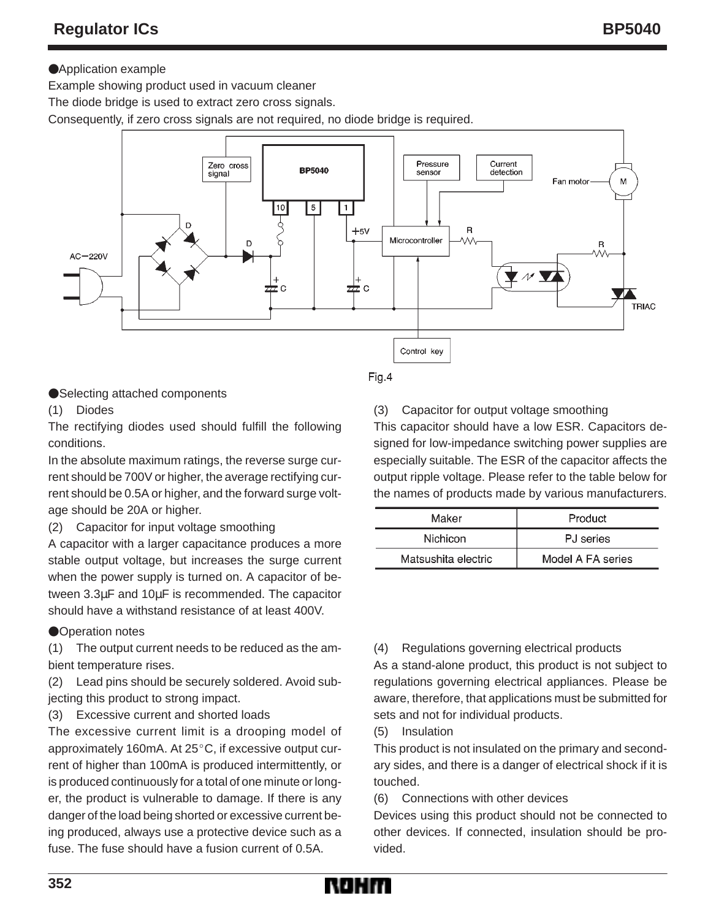●Application example

Example showing product used in vacuum cleaner

The diode bridge is used to extract zero cross signals.

Consequently, if zero cross signals are not required, no diode bridge is required.

Fig.4

●Selecting attached components

(1) Diodes

The rectifying diodes used should fulfill the following conditions.

In the absolute maximum ratings, the reverse surge current should be 700V or higher, the average rectifying current should be 0.5A or higher, and the forward surge voltage should be 20A or higher.

(2) Capacitor for input voltage smoothing

A capacitor with a larger capacitance produces a more stable output voltage, but increases the surge current when the power supply is turned on. A capacitor of between 3.3µF and 10µF is recommended. The capacitor should have a withstand resistance of at least 400V.

(3) Capacitor for output voltage smoothing

This capacitor should have a low ESR. Capacitors designed for low-impedance switching power supplies are especially suitable. The ESR of the capacitor affects the output ripple voltage. Please refer to the table below for the names of products made by various manufacturers.

| Maker | Product |
| --- | --- |
| Nichicon | PJ series |
| Matsushita electric | Model A FA series |

●Operation notes

(1) The output current needs to be reduced as the ambient temperature rises.

(2) Lead pins should be securely soldered. Avoid subjecting this product to strong impact.

(3) Excessive current and shorted loads

The excessive current limit is a drooping model of approximately 160mA. At 25°C, if excessive output current of higher than 100mA is produced intermittently, or is produced continuously for a total of one minute or longer, the product is vulnerable to damage. If there is any danger of the load being shorted or excessive current being produced, always use a protective device such as a fuse. The fuse should have a fusion current of 0.5A.

(4) Regulations governing electrical products

As a stand-alone product, this product is not subject to regulations governing electrical appliances. Please be aware, therefore, that applications must be submitted for sets and not for individual products.

(5) Insulation

This product is not insulated on the primary and secondary sides, and there is a danger of electrical shock if it is touched.

(6) Connections with other devices

Devices using this product should not be connected to other devices. If connected, insulation should be provided.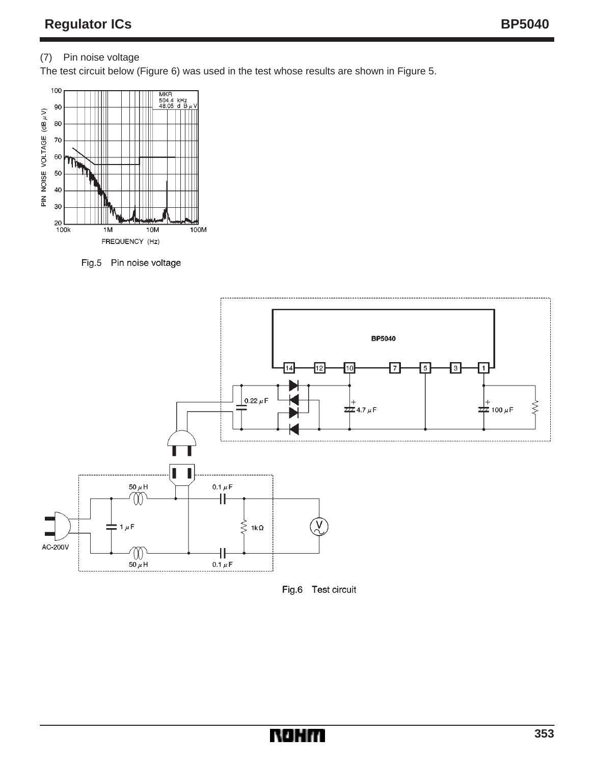(7) Pin noise voltage

The test circuit below (Figure 6) was used in the test whose results are shown in Figure 5.

Fig.5 Pin noise voltage

Fig.6 Test circuit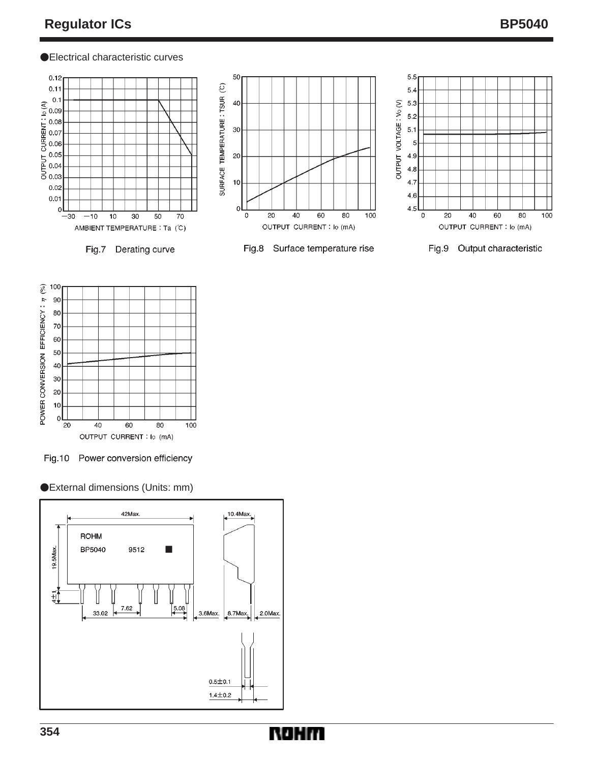●Electrical characteristic curves

0.12
0.11
0.1
0.09
0.08
0.07
0.06
0.05
0.04
0.03
0.02
0.01
0
OUTPUT CURRENT : Io (A)
−30 −10 10 30 50 70
AMBIENT TEMPERATURE : Ta (℃)

Fig.7 Derating curve

50
40
30
20
10
0
SURFACE TEMPERATURE : TSUR (℃)
0 20 40 60 80 100
OUTPUT CURRENT : Io (mA)

Fig.8 Surface temperature rise

5.5
5.4
5.3
5.2
5.1
5
4.9
4.8
4.7
4.6
4.5
OUTPUT VOLTAGE : Vo (V)
0 20 40 60 80 100
OUTPUT CURRENT : Io (mA)

Fig.9 Output characteristic

100
90
80
70
60
50
40
30
20
10
0
POWER CONVERSION EFFICIENCY : η (%)
20 40 60 80 100
OUTPUT CURRENT : Io (mA)

Fig.10 Power conversion efficiency

●External dimensions (Units: mm)

42Max.
10.4Max.
ROHM
BP5040 9512
19.5Max.
4±1
7.62
5.08
33.02
3.6Max.
8.7Max.
2.0Max.
0.5±0.1
1.4±0.2